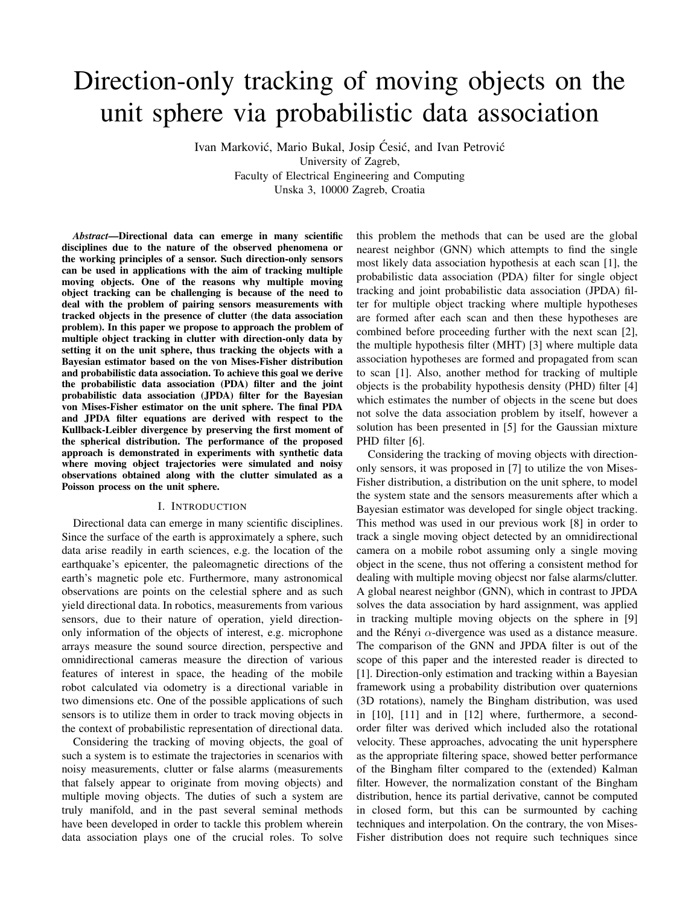# Direction-only tracking of moving objects on the unit sphere via probabilistic data association

Ivan Marković, Mario Bukal, Josip Ćesić, and Ivan Petrović
University of Zagreb,
Faculty of Electrical Engineering and Computing
Unska 3, 10000 Zagreb, Croatia

***Abstract*—Directional data can emerge in many scientific disciplines due to the nature of the observed phenomena or the working principles of a sensor. Such direction-only sensors can be used in applications with the aim of tracking multiple moving objects. One of the reasons why multiple moving object tracking can be challenging is because of the need to deal with the problem of pairing sensors measurements with tracked objects in the presence of clutter (the data association problem). In this paper we propose to approach the problem of multiple object tracking in clutter with direction-only data by setting it on the unit sphere, thus tracking the objects with a Bayesian estimator based on the von Mises-Fisher distribution and probabilistic data association. To achieve this goal we derive the probabilistic data association (PDA) filter and the joint probabilistic data association (JPDA) filter for the Bayesian von Mises-Fisher estimator on the unit sphere. The final PDA and JPDA filter equations are derived with respect to the Kullback-Leibler divergence by preserving the first moment of the spherical distribution. The performance of the proposed approach is demonstrated in experiments with synthetic data where moving object trajectories were simulated and noisy observations obtained along with the clutter simulated as a Poisson process on the unit sphere.**

## I. Introduction

Directional data can emerge in many scientific disciplines. Since the surface of the earth is approximately a sphere, such data arise readily in earth sciences, e.g. the location of the earthquake's epicenter, the paleomagnetic directions of the earth's magnetic pole etc. Furthermore, many astronomical observations are points on the celestial sphere and as such yield directional data. In robotics, measurements from various sensors, due to their nature of operation, yield direction-only information of the objects of interest, e.g. microphone arrays measure the sound source direction, perspective and omnidirectional cameras measure the direction of various features of interest in space, the heading of the mobile robot calculated via odometry is a directional variable in two dimensions etc. One of the possible applications of such sensors is to utilize them in order to track moving objects in the context of probabilistic representation of directional data.

Considering the tracking of moving objects, the goal of such a system is to estimate the trajectories in scenarios with noisy measurements, clutter or false alarms (measurements that falsely appear to originate from moving objects) and multiple moving objects. The duties of such a system are truly manifold, and in the past several seminal methods have been developed in order to tackle this problem wherein data association plays one of the crucial roles. To solve this problem the methods that can be used are the global nearest neighbor (GNN) which attempts to find the single most likely data association hypothesis at each scan [1], the probabilistic data association (PDA) filter for single object tracking and joint probabilistic data association (JPDA) filter for multiple object tracking where multiple hypotheses are formed after each scan and then these hypotheses are combined before proceeding further with the next scan [2], the multiple hypothesis filter (MHT) [3] where multiple data association hypotheses are formed and propagated from scan to scan [1]. Also, another method for tracking of multiple objects is the probability hypothesis density (PHD) filter [4] which estimates the number of objects in the scene but does not solve the data association problem by itself, however a solution has been presented in [5] for the Gaussian mixture PHD filter [6].

Considering the tracking of moving objects with direction-only sensors, it was proposed in [7] to utilize the von Mises-Fisher distribution, a distribution on the unit sphere, to model the system state and the sensors measurements after which a Bayesian estimator was developed for single object tracking. This method was used in our previous work [8] in order to track a single moving object detected by an omnidirectional camera on a mobile robot assuming only a single moving object in the scene, thus not offering a consistent method for dealing with multiple moving objecst nor false alarms/clutter. A global nearest neighbor (GNN), which in contrast to JPDA solves the data association by hard assignment, was applied in tracking multiple moving objects on the sphere in [9] and the Rényi $\alpha$-divergence was used as a distance measure. The comparison of the GNN and JPDA filter is out of the scope of this paper and the interested reader is directed to [1]. Direction-only estimation and tracking within a Bayesian framework using a probability distribution over quaternions (3D rotations), namely the Bingham distribution, was used in [10], [11] and in [12] where, furthermore, a second-order filter was derived which included also the rotational velocity. These approaches, advocating the unit hypersphere as the appropriate filtering space, showed better performance of the Bingham filter compared to the (extended) Kalman filter. However, the normalization constant of the Bingham distribution, hence its partial derivative, cannot be computed in closed form, but this can be surmounted by caching techniques and interpolation. On the contrary, the von Mises-Fisher distribution does not require such techniques since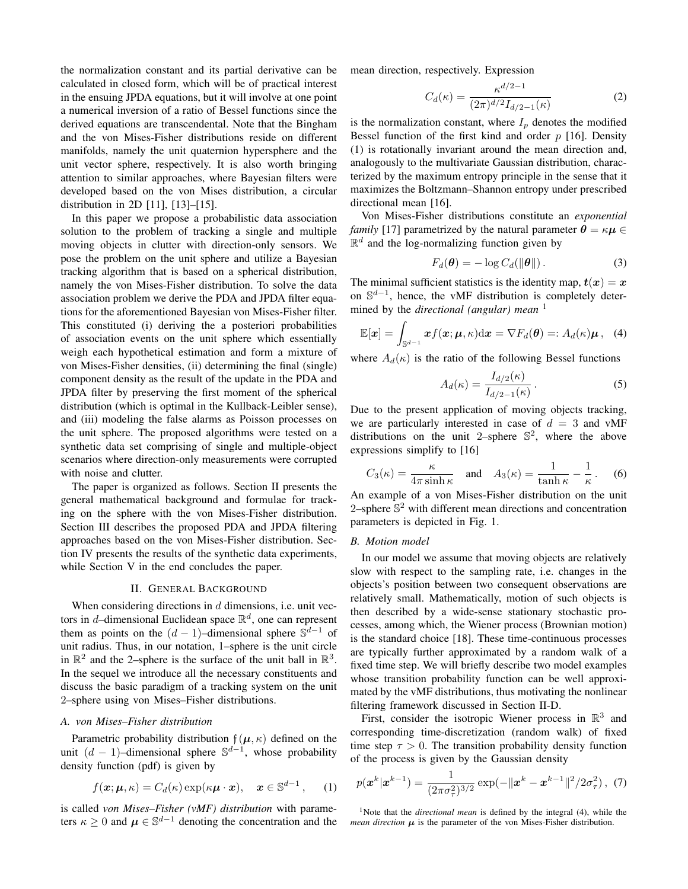the normalization constant and its partial derivative can be calculated in closed form, which will be of practical interest in the ensuing JPDA equations, but it will involve at one point a numerical inversion of a ratio of Bessel functions since the derived equations are transcendental. Note that the Bingham and the von Mises-Fisher distributions reside on different manifolds, namely the unit quaternion hypersphere and the unit vector sphere, respectively. It is also worth bringing attention to similar approaches, where Bayesian filters were developed based on the von Mises distribution, a circular distribution in 2D [11], [13]–[15].

In this paper we propose a probabilistic data association solution to the problem of tracking a single and multiple moving objects in clutter with direction-only sensors. We pose the problem on the unit sphere and utilize a Bayesian tracking algorithm that is based on a spherical distribution, namely the von Mises-Fisher distribution. To solve the data association problem we derive the PDA and JPDA filter equations for the aforementioned Bayesian von Mises-Fisher filter. This constituted (i) deriving the a posteriori probabilities of association events on the unit sphere which essentially weigh each hypothetical estimation and form a mixture of von Mises-Fisher densities, (ii) determining the final (single) component density as the result of the update in the PDA and JPDA filter by preserving the first moment of the spherical distribution (which is optimal in the Kullback-Leibler sense), and (iii) modeling the false alarms as Poisson processes on the unit sphere. The proposed algorithms were tested on a synthetic data set comprising of single and multiple-object scenarios where direction-only measurements were corrupted with noise and clutter.

The paper is organized as follows. Section II presents the general mathematical background and formulae for tracking on the sphere with the von Mises-Fisher distribution. Section III describes the proposed PDA and JPDA filtering approaches based on the von Mises-Fisher distribution. Section IV presents the results of the synthetic data experiments, while Section V in the end concludes the paper.

## II. General Background

When considering directions in $d$ dimensions, i.e. unit vectors in $d$–dimensional Euclidean space $\mathbb{R}^d$, one can represent them as points on the $(d-1)$–dimensional sphere $\mathbb{S}^{d-1}$ of unit radius. Thus, in our notation, 1–sphere is the unit circle in $\mathbb{R}^2$ and the 2–sphere is the surface of the unit ball in $\mathbb{R}^3$. In the sequel we introduce all the necessary constituents and discuss the basic paradigm of a tracking system on the unit 2–sphere using von Mises–Fisher distributions.

### A. von Mises–Fisher distribution

Parametric probability distribution $\mathfrak{f}(\boldsymbol{\mu}, \kappa)$ defined on the unit $(d-1)$–dimensional sphere $\mathbb{S}^{d-1}$, whose probability density function (pdf) is given by

$$f(\boldsymbol{x}; \boldsymbol{\mu}, \kappa) = C_d(\kappa) \exp(\kappa \boldsymbol{\mu} \cdot \boldsymbol{x}), \quad \boldsymbol{x} \in \mathbb{S}^{d-1}, \qquad (1)$$

is called *von Mises–Fisher (vMF) distribution* with parameters $\kappa \geq 0$ and $\boldsymbol{\mu} \in \mathbb{S}^{d-1}$ denoting the concentration and the mean direction, respectively. Expression

$$C_d(\kappa) = \frac{\kappa^{d/2-1}}{(2\pi)^{d/2} I_{d/2-1}(\kappa)} \qquad (2)$$

is the normalization constant, where $I_p$ denotes the modified Bessel function of the first kind and order $p$ [16]. Density (1) is rotationally invariant around the mean direction and, analogously to the multivariate Gaussian distribution, characterized by the maximum entropy principle in the sense that it maximizes the Boltzmann–Shannon entropy under prescribed directional mean [16].

Von Mises-Fisher distributions constitute an *exponential family* [17] parametrized by the natural parameter $\boldsymbol{\theta} = \kappa \boldsymbol{\mu} \in \mathbb{R}^d$ and the log-normalizing function given by

$$F_d(\boldsymbol{\theta}) = -\log C_d(\|\boldsymbol{\theta}\|). \qquad (3)$$

The minimal sufficient statistics is the identity map, $\boldsymbol{t}(\boldsymbol{x}) = \boldsymbol{x}$ on $\mathbb{S}^{d-1}$, hence, the vMF distribution is completely determined by the *directional (angular) mean* [1]

$$\mathbb{E}[\boldsymbol{x}] = \int_{\mathbb{S}^{d-1}} \boldsymbol{x} f(\boldsymbol{x}; \boldsymbol{\mu}, \kappa) \mathrm{d}\boldsymbol{x} = \nabla F_d(\boldsymbol{\theta}) =: A_d(\kappa) \boldsymbol{\mu}, \quad (4)$$

where $A_d(\kappa)$ is the ratio of the following Bessel functions

$$A_d(\kappa) = \frac{I_{d/2}(\kappa)}{I_{d/2-1}(\kappa)}. \qquad (5)$$

Due to the present application of moving objects tracking, we are particularly interested in case of $d = 3$ and vMF distributions on the unit 2–sphere $\mathbb{S}^2$, where the above expressions simplify to [16]

$$C_3(\kappa) = \frac{\kappa}{4\pi \sinh \kappa} \quad \text{and} \quad A_3(\kappa) = \frac{1}{\tanh \kappa} - \frac{1}{\kappa}. \qquad (6)$$

An example of a von Mises-Fisher distribution on the unit 2–sphere $\mathbb{S}^2$ with different mean directions and concentration parameters is depicted in Fig. 1.

### B. Motion model

In our model we assume that moving objects are relatively slow with respect to the sampling rate, i.e. changes in the objects's position between two consequent observations are relatively small. Mathematically, motion of such objects is then described by a wide-sense stationary stochastic processes, among which, the Wiener process (Brownian motion) is the standard choice [18]. These time-continuous processes are typically further approximated by a random walk of a fixed time step. We will briefly describe two model examples whose transition probability function can be well approximated by the vMF distributions, thus motivating the nonlinear filtering framework discussed in Section II-D.

First, consider the isotropic Wiener process in $\mathbb{R}^3$ and corresponding time-discretization (random walk) of fixed time step $\tau > 0$. The transition probability density function of the process is given by the Gaussian density

$$p(\boldsymbol{x}^k | \boldsymbol{x}^{k-1}) = \frac{1}{(2\pi\sigma_\tau^2)^{3/2}} \exp(-\|\boldsymbol{x}^k - \boldsymbol{x}^{k-1}\|^2 / 2\sigma_\tau^2), \quad (7)$$

[1] Note that the *directional mean* is defined by the integral (4), while the *mean direction* $\boldsymbol{\mu}$ is the parameter of the von Mises-Fisher distribution.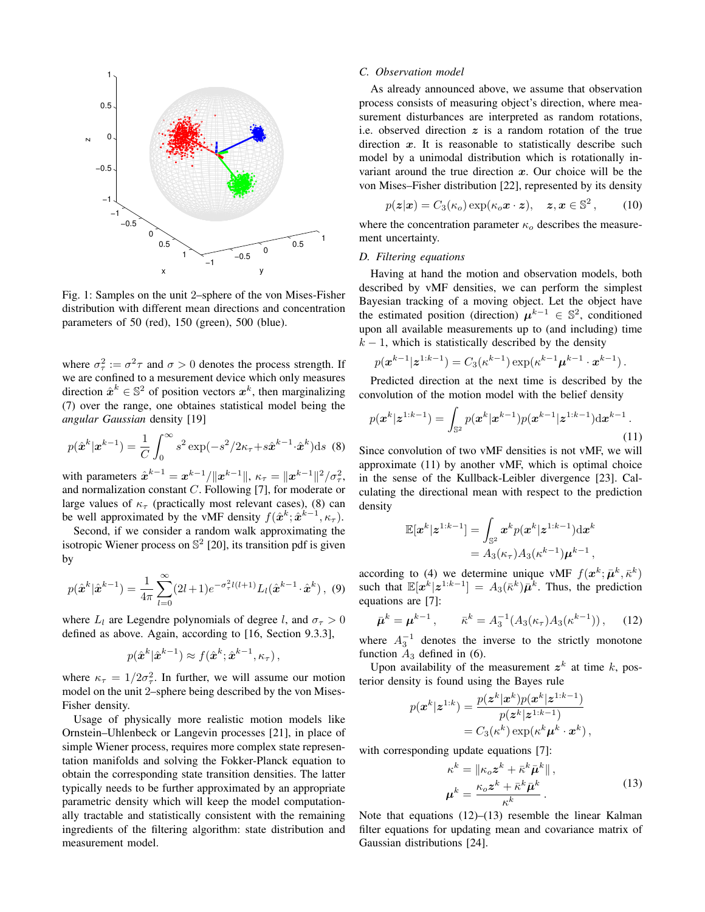Fig. 1: Samples on the unit 2–sphere of the von Mises-Fisher distribution with different mean directions and concentration parameters of 50 (red), 150 (green), 500 (blue).

where $\sigma_\tau^2 := \sigma^2\tau$ and $\sigma > 0$ denotes the process strength. If we are confined to a mesurement device which only measures direction $\hat{\boldsymbol{x}}^k \in \mathbb{S}^2$ of position vectors $\boldsymbol{x}^k$, then marginalizing (7) over the range, one obtaines statistical model being the *angular Gaussian* density [19]

$$p(\hat{\boldsymbol{x}}^k|\boldsymbol{x}^{k-1}) = \frac{1}{C}\int_0^\infty s^2 \exp(-s^2/2\kappa_\tau + s\hat{\boldsymbol{x}}^{k-1}\cdot\hat{\boldsymbol{x}}^k)\mathrm{d}s \quad (8)$$

with parameters $\hat{\boldsymbol{x}}^{k-1} = \boldsymbol{x}^{k-1}/\|\boldsymbol{x}^{k-1}\|$, $\kappa_\tau = \|\boldsymbol{x}^{k-1}\|^2/\sigma_\tau^2$, and normalization constant $C$. Following [7], for moderate or large values of $\kappa_\tau$ (practically most relevant cases), (8) can be well approximated by the vMF density $f(\hat{\boldsymbol{x}}^k; \hat{\boldsymbol{x}}^{k-1}, \kappa_\tau)$.

Second, if we consider a random walk approximating the isotropic Wiener process on $\mathbb{S}^2$ [20], its transition pdf is given by

$$p(\hat{\boldsymbol{x}}^k|\hat{\boldsymbol{x}}^{k-1}) = \frac{1}{4\pi}\sum_{l=0}^{\infty}(2l+1)e^{-\sigma_\tau^2 l(l+1)}L_l(\hat{\boldsymbol{x}}^{k-1}\cdot\hat{\boldsymbol{x}}^k)\,, \quad (9)$$

where $L_l$ are Legendre polynomials of degree $l$, and $\sigma_\tau > 0$ defined as above. Again, according to [16, Section 9.3.3],

$$p(\hat{\boldsymbol{x}}^k|\hat{\boldsymbol{x}}^{k-1}) \approx f(\hat{\boldsymbol{x}}^k; \hat{\boldsymbol{x}}^{k-1}, \kappa_\tau)\,,$$

where $\kappa_\tau = 1/2\sigma_\tau^2$. In further, we will assume our motion model on the unit 2–sphere being described by the von Mises-Fisher density.

Usage of physically more realistic motion models like Ornstein–Uhlenbeck or Langevin processes [21], in place of simple Wiener process, requires more complex state representation manifolds and solving the Fokker-Planck equation to obtain the corresponding state transition densities. The latter typically needs to be further approximated by an appropriate parametric density which will keep the model computationally tractable and statistically consistent with the remaining ingredients of the filtering algorithm: state distribution and measurement model.

### C. Observation model

As already announced above, we assume that observation process consists of measuring object's direction, where measurement disturbances are interpreted as random rotations, i.e. observed direction $\boldsymbol{z}$ is a random rotation of the true direction $\boldsymbol{x}$. It is reasonable to statistically describe such model by a unimodal distribution which is rotationally invariant around the true direction $\boldsymbol{x}$. Our choice will be the von Mises–Fisher distribution [22], represented by its density

$$p(\boldsymbol{z}|\boldsymbol{x}) = C_3(\kappa_o)\exp(\kappa_o \boldsymbol{x}\cdot\boldsymbol{z}), \quad \boldsymbol{z}, \boldsymbol{x} \in \mathbb{S}^2\,, \quad (10)$$

where the concentration parameter $\kappa_o$ describes the measurement uncertainty.

### D. Filtering equations

Having at hand the motion and observation models, both described by vMF densities, we can perform the simplest Bayesian tracking of a moving object. Let the object have the estimated position (direction) $\boldsymbol{\mu}^{k-1} \in \mathbb{S}^2$, conditioned upon all available measurements up to (and including) time $k-1$, which is statistically described by the density

$$p(\boldsymbol{x}^{k-1}|\boldsymbol{z}^{1:k-1}) = C_3(\kappa^{k-1})\exp(\kappa^{k-1}\boldsymbol{\mu}^{k-1}\cdot\boldsymbol{x}^{k-1})\,.$$

Predicted direction at the next time is described by the convolution of the motion model with the belief density

$$p(\boldsymbol{x}^k|\boldsymbol{z}^{1:k-1}) = \int_{\mathbb{S}^2} p(\boldsymbol{x}^k|\boldsymbol{x}^{k-1})p(\boldsymbol{x}^{k-1}|\boldsymbol{z}^{1:k-1})\mathrm{d}\boldsymbol{x}^{k-1}\,. \quad (11)$$

Since convolution of two vMF densities is not vMF, we will approximate (11) by another vMF, which is optimal choice in the sense of the Kullback-Leibler divergence [23]. Calculating the directional mean with respect to the prediction density

$$\begin{aligned}\mathbb{E}[\boldsymbol{x}^k|\boldsymbol{z}^{1:k-1}] &= \int_{\mathbb{S}^2}\boldsymbol{x}^k p(\boldsymbol{x}^k|\boldsymbol{z}^{1:k-1})\mathrm{d}\boldsymbol{x}^k \\ &= A_3(\kappa_\tau)A_3(\kappa^{k-1})\boldsymbol{\mu}^{k-1}\,,\end{aligned}$$

according to (4) we determine unique vMF $f(\boldsymbol{x}^k; \bar{\boldsymbol{\mu}}^k, \bar{\kappa}^k)$ such that $\mathbb{E}[\boldsymbol{x}^k|\boldsymbol{z}^{1:k-1}] = A_3(\bar{\kappa}^k)\bar{\boldsymbol{\mu}}^k$. Thus, the prediction equations are [7]:

$$\bar{\boldsymbol{\mu}}^k = \boldsymbol{\mu}^{k-1}\,, \qquad \bar{\kappa}^k = A_3^{-1}(A_3(\kappa_\tau)A_3(\kappa^{k-1}))\,, \quad (12)$$

where $A_3^{-1}$ denotes the inverse to the strictly monotone function $A_3$ defined in (6).

Upon availability of the measurement $\boldsymbol{z}^k$ at time $k$, posterior density is found using the Bayes rule

$$\begin{aligned}p(\boldsymbol{x}^k|\boldsymbol{z}^{1:k}) &= \frac{p(\boldsymbol{z}^k|\boldsymbol{x}^k)p(\boldsymbol{x}^k|\boldsymbol{z}^{1:k-1})}{p(\boldsymbol{z}^k|\boldsymbol{z}^{1:k-1})} \\ &= C_3(\kappa^k)\exp(\kappa^k\boldsymbol{\mu}^k\cdot\boldsymbol{x}^k)\,,\end{aligned}$$

with corresponding update equations [7]:

$$\begin{aligned}\kappa^k &= \|\kappa_o\boldsymbol{z}^k + \bar{\kappa}^k\bar{\boldsymbol{\mu}}^k\|\,, \\ \boldsymbol{\mu}^k &= \frac{\kappa_o\boldsymbol{z}^k + \bar{\kappa}^k\bar{\boldsymbol{\mu}}^k}{\kappa^k}\,.\end{aligned} \quad (13)$$

Note that equations (12)–(13) resemble the linear Kalman filter equations for updating mean and covariance matrix of Gaussian distributions [24].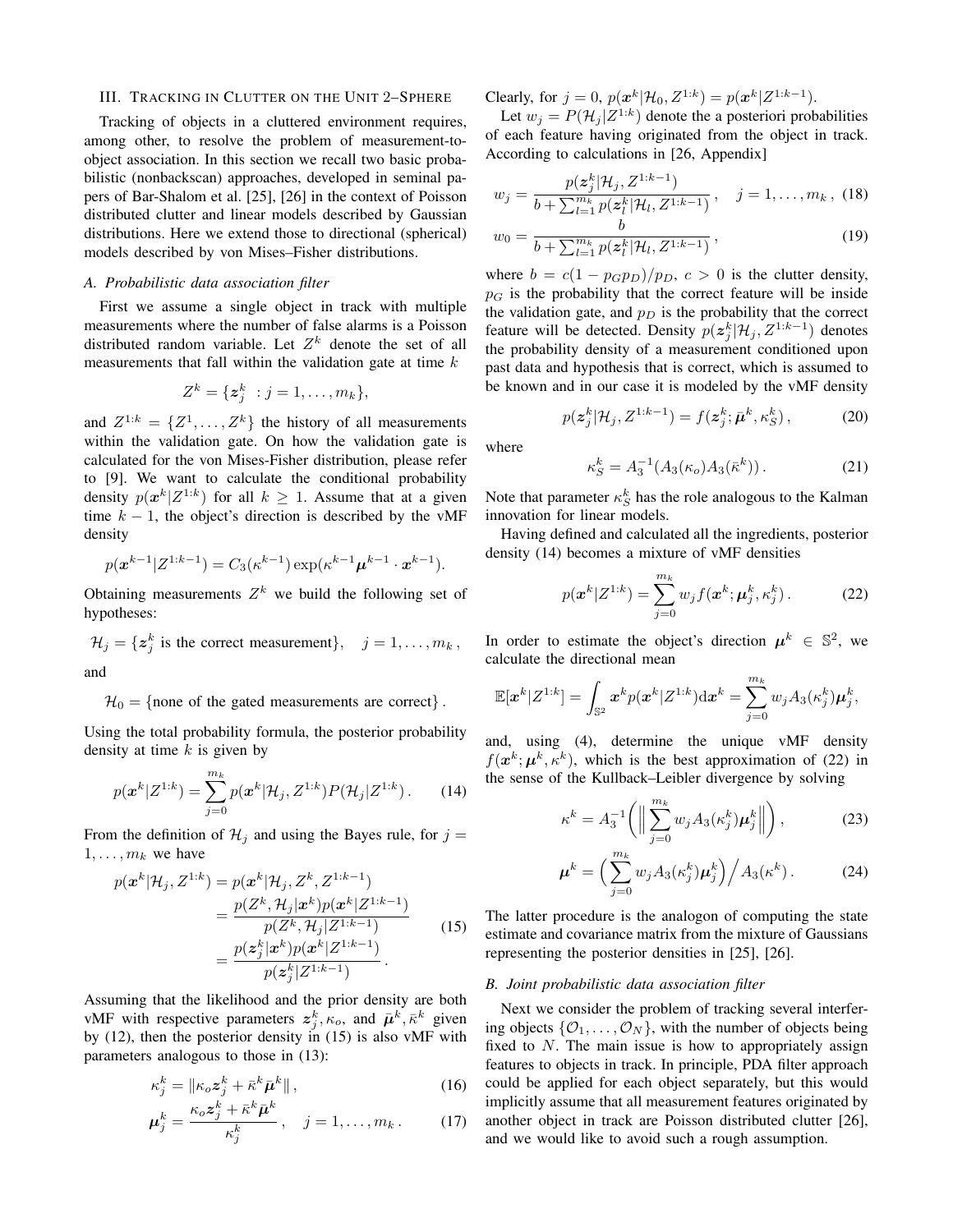## III. Tracking in Clutter on the Unit 2–Sphere

Tracking of objects in a cluttered environment requires, among other, to resolve the problem of measurement-to-object association. In this section we recall two basic probabilistic (nonbackscan) approaches, developed in seminal papers of Bar-Shalom et al. [25], [26] in the context of Poisson distributed clutter and linear models described by Gaussian distributions. Here we extend those to directional (spherical) models described by von Mises–Fisher distributions.

### A. Probabilistic data association filter

First we assume a single object in track with multiple measurements where the number of false alarms is a Poisson distributed random variable. Let $Z^k$ denote the set of all measurements that fall within the validation gate at time $k$

$$Z^k = \{\boldsymbol{z}_j^k \ : j = 1, \dots, m_k\},$$

and $Z^{1:k} = \{Z^1, \dots, Z^k\}$ the history of all measurements within the validation gate. On how the validation gate is calculated for the von Mises-Fisher distribution, please refer to [9]. We want to calculate the conditional probability density $p(\boldsymbol{x}^k|Z^{1:k})$ for all $k \geq 1$. Assume that at a given time $k-1$, the object's direction is described by the vMF density

$$p(\boldsymbol{x}^{k-1}|Z^{1:k-1}) = C_3(\kappa^{k-1}) \exp(\kappa^{k-1} \boldsymbol{\mu}^{k-1} \cdot \boldsymbol{x}^{k-1}).$$

Obtaining measurements $Z^k$ we build the following set of hypotheses:

$$\mathcal{H}_j = \{\boldsymbol{z}_j^k \text{ is the correct measurement}\}, \quad j = 1, \dots, m_k\,,$$

and

$$\mathcal{H}_0 = \{\text{none of the gated measurements are correct}\}\,.$$

Using the total probability formula, the posterior probability density at time $k$ is given by

$$p(\boldsymbol{x}^k|Z^{1:k}) = \sum_{j=0}^{m_k} p(\boldsymbol{x}^k|\mathcal{H}_j, Z^{1:k}) P(\mathcal{H}_j|Z^{1:k})\,. \tag{14}$$

From the definition of $\mathcal{H}_j$ and using the Bayes rule, for $j = 1, \dots, m_k$ we have

$$\begin{aligned} p(\boldsymbol{x}^k|\mathcal{H}_j, Z^{1:k}) &= p(\boldsymbol{x}^k|\mathcal{H}_j, Z^k, Z^{1:k-1}) \\ &= \frac{p(Z^k, \mathcal{H}_j|\boldsymbol{x}^k) p(\boldsymbol{x}^k|Z^{1:k-1})}{p(Z^k, \mathcal{H}_j|Z^{1:k-1})} \\ &= \frac{p(\boldsymbol{z}_j^k|\boldsymbol{x}^k) p(\boldsymbol{x}^k|Z^{1:k-1})}{p(\boldsymbol{z}_j^k|Z^{1:k-1})}\,. \end{aligned} \tag{15}$$

Assuming that the likelihood and the prior density are both vMF with respective parameters $\boldsymbol{z}_j^k, \kappa_o$, and $\bar{\boldsymbol{\mu}}^k, \bar{\kappa}^k$ given by (12), then the posterior density in (15) is also vMF with parameters analogous to those in (13):

$$\kappa_j^k = \|\kappa_o \boldsymbol{z}_j^k + \bar{\kappa}^k \bar{\boldsymbol{\mu}}^k\|\,, \tag{16}$$

$$\boldsymbol{\mu}_j^k = \frac{\kappa_o \boldsymbol{z}_j^k + \bar{\kappa}^k \bar{\boldsymbol{\mu}}^k}{\kappa_j^k}\,, \quad j = 1, \dots, m_k\,. \tag{17}$$

Clearly, for $j = 0$, $p(\boldsymbol{x}^k|\mathcal{H}_0, Z^{1:k}) = p(\boldsymbol{x}^k|Z^{1:k-1})$.

Let $w_j = P(\mathcal{H}_j|Z^{1:k})$ denote the a posteriori probabilities of each feature having originated from the object in track. According to calculations in [26, Appendix]

$$w_j = \frac{p(\boldsymbol{z}_j^k|\mathcal{H}_j, Z^{1:k-1})}{b + \sum_{l=1}^{m_k} p(\boldsymbol{z}_l^k|\mathcal{H}_l, Z^{1:k-1})}\,, \quad j = 1, \dots, m_k\,, \tag{18}$$

$$w_0 = \frac{b}{b + \sum_{l=1}^{m_k} p(\boldsymbol{z}_l^k|\mathcal{H}_l, Z^{1:k-1})}\,, \tag{19}$$

where $b = c(1 - p_G p_D)/p_D$, $c > 0$ is the clutter density, $p_G$ is the probability that the correct feature will be inside the validation gate, and $p_D$ is the probability that the correct feature will be detected. Density $p(\boldsymbol{z}_j^k|\mathcal{H}_j, Z^{1:k-1})$ denotes the probability density of a measurement conditioned upon past data and hypothesis that is correct, which is assumed to be known and in our case it is modeled by the vMF density

$$p(\boldsymbol{z}_j^k|\mathcal{H}_j, Z^{1:k-1}) = f(\boldsymbol{z}_j^k; \bar{\boldsymbol{\mu}}^k, \kappa_S^k)\,, \tag{20}$$

where

$$\kappa_S^k = A_3^{-1}(A_3(\kappa_o) A_3(\bar{\kappa}^k))\,. \tag{21}$$

Note that parameter $\kappa_S^k$ has the role analogous to the Kalman innovation for linear models.

Having defined and calculated all the ingredients, posterior density (14) becomes a mixture of vMF densities

$$p(\boldsymbol{x}^k|Z^{1:k}) = \sum_{j=0}^{m_k} w_j f(\boldsymbol{x}^k; \boldsymbol{\mu}_j^k, \kappa_j^k)\,. \tag{22}$$

In order to estimate the object's direction $\boldsymbol{\mu}^k \in \mathbb{S}^2$, we calculate the directional mean

$$\mathbb{E}[\boldsymbol{x}^k|Z^{1:k}] = \int_{\mathbb{S}^2} \boldsymbol{x}^k p(\boldsymbol{x}^k|Z^{1:k}) \mathrm{d}\boldsymbol{x}^k = \sum_{j=0}^{m_k} w_j A_3(\kappa_j^k) \boldsymbol{\mu}_j^k,$$

and, using (4), determine the unique vMF density $f(\boldsymbol{x}^k; \boldsymbol{\mu}^k, \kappa^k)$, which is the best approximation of (22) in the sense of the Kullback–Leibler divergence by solving

$$\kappa^k = A_3^{-1}\bigg(\Big\| \sum_{j=0}^{m_k} w_j A_3(\kappa_j^k) \boldsymbol{\mu}_j^k \Big\|\bigg)\,, \tag{23}$$

$$\boldsymbol{\mu}^k = \Big( \sum_{j=0}^{m_k} w_j A_3(\kappa_j^k) \boldsymbol{\mu}_j^k \Big) \Big/ A_3(\kappa^k)\,. \tag{24}$$

The latter procedure is the analogon of computing the state estimate and covariance matrix from the mixture of Gaussians representing the posterior densities in [25], [26].

### B. Joint probabilistic data association filter

Next we consider the problem of tracking several interfering objects $\{\mathcal{O}_1, \dots, \mathcal{O}_N\}$, with the number of objects being fixed to $N$. The main issue is how to appropriately assign features to objects in track. In principle, PDA filter approach could be applied for each object separately, but this would implicitly assume that all measurement features originated by another object in track are Poisson distributed clutter [26], and we would like to avoid such a rough assumption.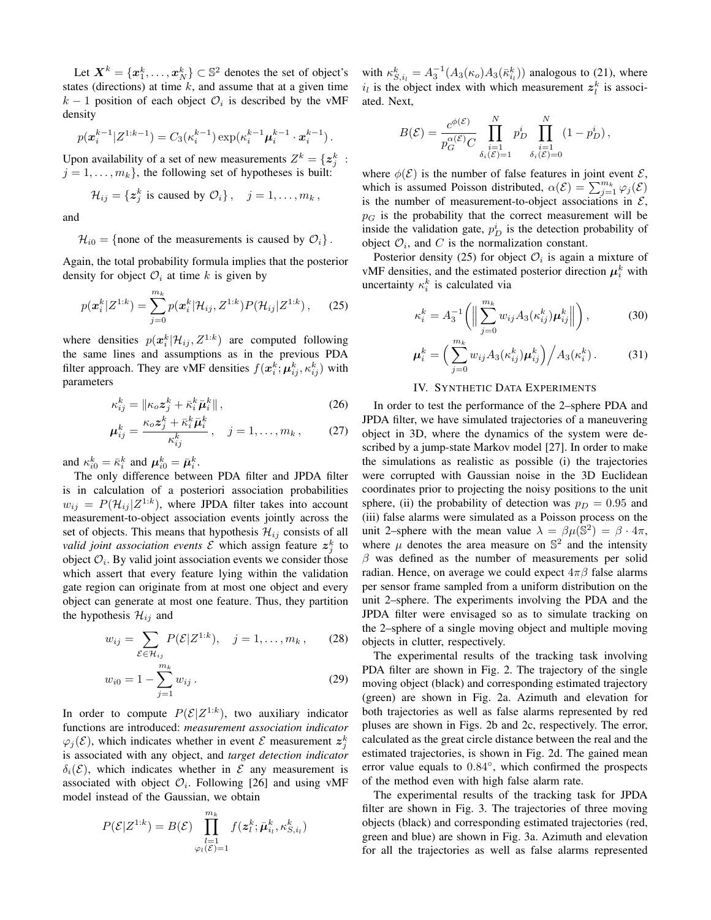Let $\boldsymbol{X}^k = \{\boldsymbol{x}_1^k, \ldots, \boldsymbol{x}_N^k\} \subset \mathbb{S}^2$ denotes the set of object's states (directions) at time $k$, and assume that at a given time $k-1$ position of each object $\mathcal{O}_i$ is described by the vMF density

$$p(\boldsymbol{x}_i^{k-1}|Z^{1:k-1}) = C_3(\kappa_i^{k-1}) \exp(\kappa_i^{k-1} \boldsymbol{\mu}_i^{k-1} \cdot \boldsymbol{x}_i^{k-1}) .$$

Upon availability of a set of new measurements $Z^k = \{\boldsymbol{z}_j^k : j = 1, \ldots, m_k\}$, the following set of hypotheses is built:

$$\mathcal{H}_{ij} = \{\boldsymbol{z}_j^k \text{ is caused by } \mathcal{O}_i\}, \quad j = 1, \ldots, m_k ,$$

and

$$\mathcal{H}_{i0} = \{\text{none of the measurements is caused by } \mathcal{O}_i\} .$$

Again, the total probability formula implies that the posterior density for object $\mathcal{O}_i$ at time $k$ is given by

$$p(\boldsymbol{x}_i^k|Z^{1:k}) = \sum_{j=0}^{m_k} p(\boldsymbol{x}_i^k|\mathcal{H}_{ij}, Z^{1:k}) P(\mathcal{H}_{ij}|Z^{1:k}) , \qquad (25)$$

where densities $p(\boldsymbol{x}_i^k|\mathcal{H}_{ij}, Z^{1:k})$ are computed following the same lines and assumptions as in the previous PDA filter approach. They are vMF densities $f(\boldsymbol{x}_i^k; \boldsymbol{\mu}_{ij}^k, \kappa_{ij}^k)$ with parameters

$$\kappa_{ij}^k = \|\kappa_o \boldsymbol{z}_j^k + \bar{\kappa}_i^k \bar{\boldsymbol{\mu}}_i^k\| , \qquad (26)$$

$$\boldsymbol{\mu}_{ij}^k = \frac{\kappa_o \boldsymbol{z}_j^k + \bar{\kappa}_i^k \bar{\boldsymbol{\mu}}_i^k}{\kappa_{ij}^k} , \quad j = 1, \ldots, m_k , \qquad (27)$$

and $\kappa_{i0}^k = \bar{\kappa}_i^k$ and $\boldsymbol{\mu}_{i0}^k = \bar{\boldsymbol{\mu}}_i^k$.

The only difference between PDA filter and JPDA filter is in calculation of a posteriori association probabilities $w_{ij} = P(\mathcal{H}_{ij}|Z^{1:k})$, where JPDA filter takes into account measurement-to-object association events jointly across the set of objects. This means that hypothesis $\mathcal{H}_{ij}$ consists of all *valid joint association events* $\mathcal{E}$ which assign feature $\boldsymbol{z}_j^k$ to object $\mathcal{O}_i$. By valid joint association events we consider those which assert that every feature lying within the validation gate region can originate from at most one object and every object can generate at most one feature. Thus, they partition the hypothesis $\mathcal{H}_{ij}$ and

$$w_{ij} = \sum_{\mathcal{E} \in \mathcal{H}_{ij}} P(\mathcal{E}|Z^{1:k}), \quad j = 1, \ldots, m_k , \qquad (28)$$

$$w_{i0} = 1 - \sum_{j=1}^{m_k} w_{ij} . \qquad (29)$$

In order to compute $P(\mathcal{E}|Z^{1:k})$, two auxiliary indicator functions are introduced: *measurement association indicator* $\varphi_j(\mathcal{E})$, which indicates whether in event $\mathcal{E}$ measurement $\boldsymbol{z}_j^k$ is associated with any object, and *target detection indicator* $\delta_i(\mathcal{E})$, which indicates whether in $\mathcal{E}$ any measurement is associated with object $\mathcal{O}_i$. Following [26] and using vMF model instead of the Gaussian, we obtain

$$P(\mathcal{E}|Z^{1:k}) = B(\mathcal{E}) \prod_{\substack{l=1 \\ \varphi_l(\mathcal{E})=1}}^{m_k} f(\boldsymbol{z}_l^k; \bar{\boldsymbol{\mu}}_{i_l}^k, \kappa_{S,i_l}^k)$$

with $\kappa_{S,i_l}^k = A_3^{-1}(A_3(\kappa_o) A_3(\bar{\kappa}_{i_l}^k))$ analogous to (21), where $i_l$ is the object index with which measurement $\boldsymbol{z}_l^k$ is associated. Next,

$$B(\mathcal{E}) = \frac{c^{\phi(\mathcal{E})}}{p_G^{\alpha(\mathcal{E})} C} \prod_{\substack{i=1 \\ \delta_i(\mathcal{E})=1}}^{N} p_D^i \prod_{\substack{i=1 \\ \delta_i(\mathcal{E})=0}}^{N} (1 - p_D^i) ,$$

where $\phi(\mathcal{E})$ is the number of false features in joint event $\mathcal{E}$, which is assumed Poisson distributed, $\alpha(\mathcal{E}) = \sum_{j=1}^{m_k} \varphi_j(\mathcal{E})$ is the number of measurement-to-object associations in $\mathcal{E}$, $p_G$ is the probability that the correct measurement will be inside the validation gate, $p_D^i$ is the detection probability of object $\mathcal{O}_i$, and $C$ is the normalization constant.

Posterior density (25) for object $\mathcal{O}_i$ is again a mixture of vMF densities, and the estimated posterior direction $\boldsymbol{\mu}_i^k$ with uncertainty $\kappa_i^k$ is calculated via

$$\kappa_i^k = A_3^{-1}\Big( \Big\| \sum_{j=0}^{m_k} w_{ij} A_3(\kappa_{ij}^k) \boldsymbol{\mu}_{ij}^k \Big\| \Big) , \qquad (30)$$

$$\boldsymbol{\mu}_i^k = \Big( \sum_{j=0}^{m_k} w_{ij} A_3(\kappa_{ij}^k) \boldsymbol{\mu}_{ij}^k \Big) \Big/ A_3(\kappa_i^k) . \qquad (31)$$

## IV. Synthetic Data Experiments

In order to test the performance of the 2–sphere PDA and JPDA filter, we have simulated trajectories of a maneuvering object in 3D, where the dynamics of the system were described by a jump-state Markov model [27]. In order to make the simulations as realistic as possible (i) the trajectories were corrupted with Gaussian noise in the 3D Euclidean coordinates prior to projecting the noisy positions to the unit sphere, (ii) the probability of detection was $p_D = 0.95$ and (iii) false alarms were simulated as a Poisson process on the unit 2–sphere with the mean value $\lambda = \beta\mu(\mathbb{S}^2) = \beta \cdot 4\pi$, where $\mu$ denotes the area measure on $\mathbb{S}^2$ and the intensity $\beta$ was defined as the number of measurements per solid radian. Hence, on average we could expect $4\pi\beta$ false alarms per sensor frame sampled from a uniform distribution on the unit 2–sphere. The experiments involving the PDA and the JPDA filter were envisaged so as to simulate tracking on the 2–sphere of a single moving object and multiple moving objects in clutter, respectively.

The experimental results of the tracking task involving PDA filter are shown in Fig. 2. The trajectory of the single moving object (black) and corresponding estimated trajectory (green) are shown in Fig. 2a. Azimuth and elevation for both trajectories as well as false alarms represented by red pluses are shown in Figs. 2b and 2c, respectively. The error, calculated as the great circle distance between the real and the estimated trajectories, is shown in Fig. 2d. The gained mean error value equals to $0.84^\circ$, which confirmed the prospects of the method even with high false alarm rate.

The experimental results of the tracking task for JPDA filter are shown in Fig. 3. The trajectories of three moving objects (black) and corresponding estimated trajectories (red, green and blue) are shown in Fig. 3a. Azimuth and elevation for all the trajectories as well as false alarms represented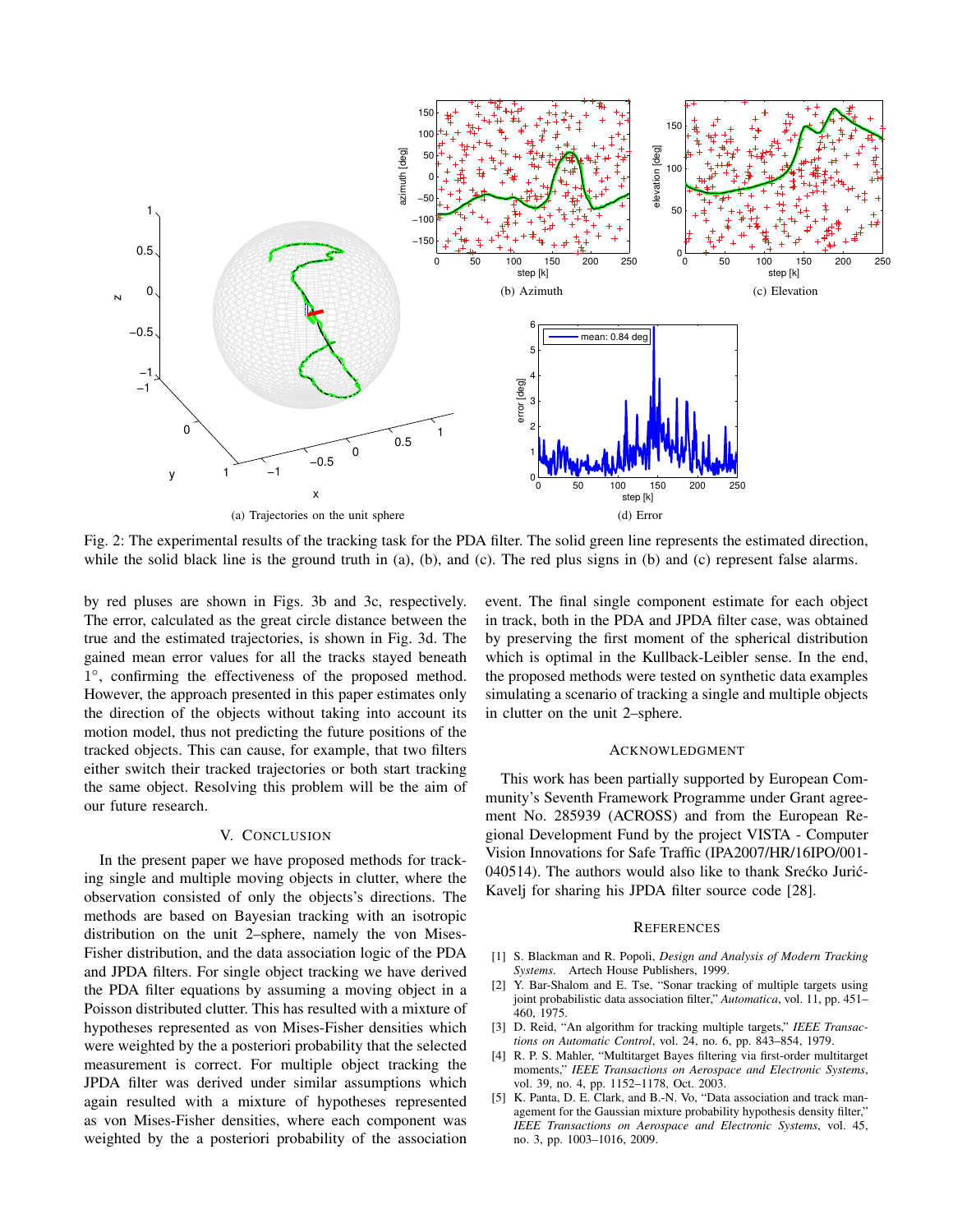(a) Trajectories on the unit sphere

(b) Azimuth

(c) Elevation

(d) Error

Fig. 2: The experimental results of the tracking task for the PDA filter. The solid green line represents the estimated direction, while the solid black line is the ground truth in (a), (b), and (c). The red plus signs in (b) and (c) represent false alarms.

by red pluses are shown in Figs. 3b and 3c, respectively. The error, calculated as the great circle distance between the true and the estimated trajectories, is shown in Fig. 3d. The gained mean error values for all the tracks stayed beneath $1^\circ$, confirming the effectiveness of the proposed method. However, the approach presented in this paper estimates only the direction of the objects without taking into account its motion model, thus not predicting the future positions of the tracked objects. This can cause, for example, that two filters either switch their tracked trajectories or both start tracking the same object. Resolving this problem will be the aim of our future research.

## V. Conclusion

In the present paper we have proposed methods for tracking single and multiple moving objects in clutter, where the observation consisted of only the objects's directions. The methods are based on Bayesian tracking with an isotropic distribution on the unit 2–sphere, namely the von Mises-Fisher distribution, and the data association logic of the PDA and JPDA filters. For single object tracking we have derived the PDA filter equations by assuming a moving object in a Poisson distributed clutter. This has resulted with a mixture of hypotheses represented as von Mises-Fisher densities which were weighted by the a posteriori probability that the selected measurement is correct. For multiple object tracking the JPDA filter was derived under similar assumptions which again resulted with a mixture of hypotheses represented as von Mises-Fisher densities, where each component was weighted by the a posteriori probability of the association event. The final single component estimate for each object in track, both in the PDA and JPDA filter case, was obtained by preserving the first moment of the spherical distribution which is optimal in the Kullback-Leibler sense. In the end, the proposed methods were tested on synthetic data examples simulating a scenario of tracking a single and multiple objects in clutter on the unit 2–sphere.

## Acknowledgment

This work has been partially supported by European Community's Seventh Framework Programme under Grant agreement No. 285939 (ACROSS) and from the European Regional Development Fund by the project VISTA - Computer Vision Innovations for Safe Traffic (IPA2007/HR/16IPO/001-040514). The authors would also like to thank Srećko Jurić-Kavelj for sharing his JPDA filter source code [28].

## References

[1] S. Blackman and R. Popoli, *Design and Analysis of Modern Tracking Systems*. Artech House Publishers, 1999.

[2] Y. Bar-Shalom and E. Tse, "Sonar tracking of multiple targets using joint probabilistic data association filter," *Automatica*, vol. 11, pp. 451–460, 1975.

[3] D. Reid, "An algorithm for tracking multiple targets," *IEEE Transactions on Automatic Control*, vol. 24, no. 6, pp. 843–854, 1979.

[4] R. P. S. Mahler, "Multitarget Bayes filtering via first-order multitarget moments," *IEEE Transactions on Aerospace and Electronic Systems*, vol. 39, no. 4, pp. 1152–1178, Oct. 2003.

[5] K. Panta, D. E. Clark, and B.-N. Vo, "Data association and track management for the Gaussian mixture probability hypothesis density filter," *IEEE Transactions on Aerospace and Electronic Systems*, vol. 45, no. 3, pp. 1003–1016, 2009.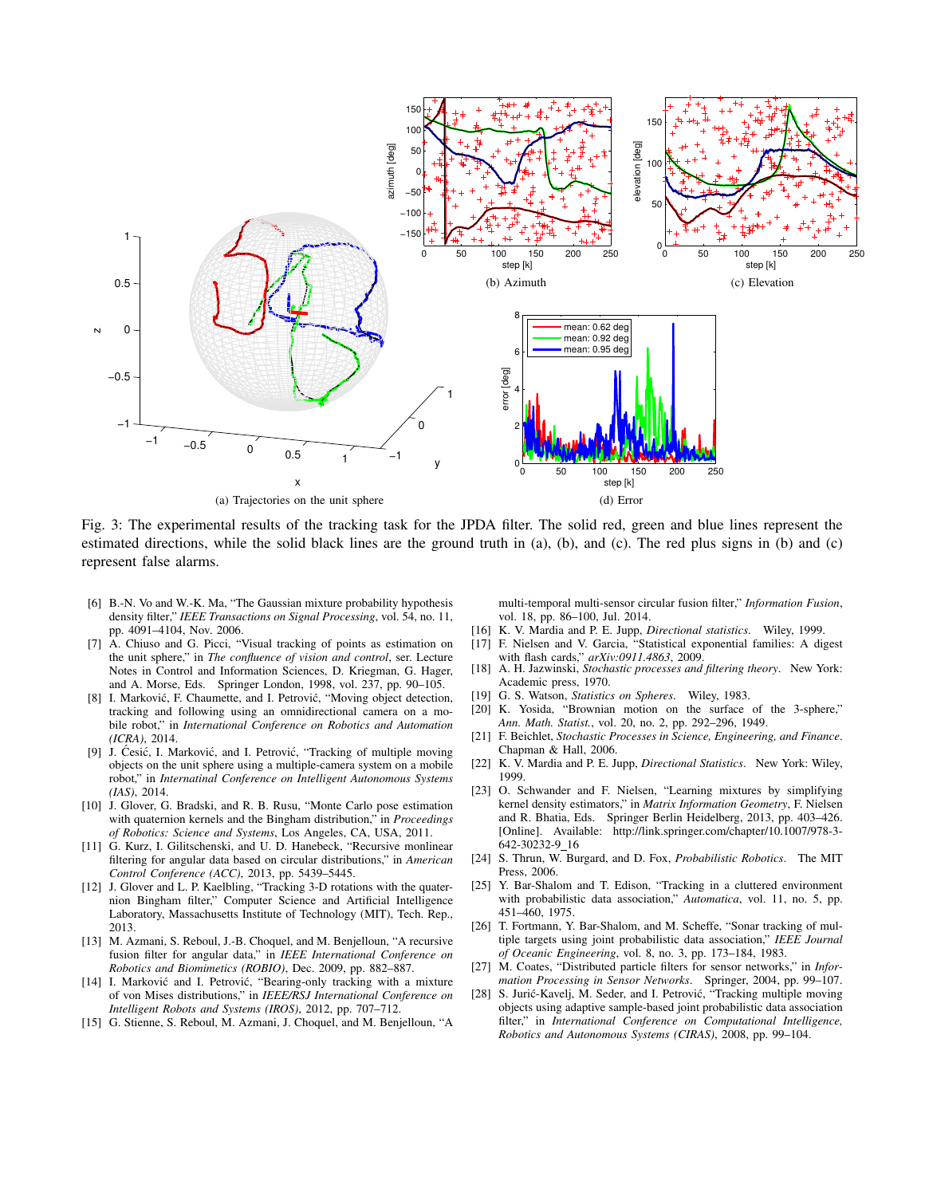(a) Trajectories on the unit sphere

(b) Azimuth

(c) Elevation

mean: 0.62 deg
mean: 0.92 deg
mean: 0.95 deg

(d) Error

Fig. 3: The experimental results of the tracking task for the JPDA filter. The solid red, green and blue lines represent the estimated directions, while the solid black lines are the ground truth in (a), (b), and (c). The red plus signs in (b) and (c) represent false alarms.

[6] B.-N. Vo and W.-K. Ma, "The Gaussian mixture probability hypothesis density filter," *IEEE Transactions on Signal Processing*, vol. 54, no. 11, pp. 4091–4104, Nov. 2006.

[7] A. Chiuso and G. Picci, "Visual tracking of points as estimation on the unit sphere," in *The confluence of vision and control*, ser. Lecture Notes in Control and Information Sciences, D. Kriegman, G. Hager, and A. Morse, Eds. Springer London, 1998, vol. 237, pp. 90–105.

[8] I. Marković, F. Chaumette, and I. Petrović, "Moving object detection, tracking and following using an omnidirectional camera on a mobile robot," in *International Conference on Robotics and Automation (ICRA)*, 2014.

[9] J. Ćesić, I. Marković, and I. Petrović, "Tracking of multiple moving objects on the unit sphere using a multiple-camera system on a mobile robot," in *Internatinal Conference on Intelligent Autonomous Systems (IAS)*, 2014.

[10] J. Glover, G. Bradski, and R. B. Rusu, "Monte Carlo pose estimation with quaternion kernels and the Bingham distribution," in *Proceedings of Robotics: Science and Systems*, Los Angeles, CA, USA, 2011.

[11] G. Kurz, I. Gilitschenski, and U. D. Hanebeck, "Recursive nonlinear filtering for angular data based on circular distributions," in *American Control Conference (ACC)*, 2013, pp. 5439–5445.

[12] J. Glover and L. P. Kaelbling, "Tracking 3-D rotations with the quaternion Bingham filter," Computer Science and Artificial Intelligence Laboratory, Massachusetts Institute of Technology (MIT), Tech. Rep., 2013.

[13] M. Azmani, S. Reboul, J.-B. Choquel, and M. Benjelloun, "A recursive fusion filter for angular data," in *IEEE International Conference on Robotics and Biomimetics (ROBIO)*, Dec. 2009, pp. 882–887.

[14] I. Marković and I. Petrović, "Bearing-only tracking with a mixture of von Mises distributions," in *IEEE/RSJ International Conference on Intelligent Robots and Systems (IROS)*, 2012, pp. 707–712.

[15] G. Stienne, S. Reboul, M. Azmani, J. Choquel, and M. Benjelloun, "A multi-temporal multi-sensor circular fusion filter," *Information Fusion*, vol. 18, pp. 86–100, Jul. 2014.

[16] K. V. Mardia and P. E. Jupp, *Directional statistics*. Wiley, 1999.

[17] F. Nielsen and V. Garcia, "Statistical exponential families: A digest with flash cards," *arXiv:0911.4863*, 2009.

[18] A. H. Jazwinski, *Stochastic processes and filtering theory*. New York: Academic press, 1970.

[19] G. S. Watson, *Statistics on Spheres*. Wiley, 1983.

[20] K. Yosida, "Brownian motion on the surface of the 3-sphere," *Ann. Math. Statist.*, vol. 20, no. 2, pp. 292–296, 1949.

[21] F. Beichlet, *Stochastic Processes in Science, Engineering, and Finance*. Chapman & Hall, 2006.

[22] K. V. Mardia and P. E. Jupp, *Directional Statistics*. New York: Wiley, 1999.

[23] O. Schwander and F. Nielsen, "Learning mixtures by simplifying kernel density estimators," in *Matrix Information Geometry*, F. Nielsen and R. Bhatia, Eds. Springer Berlin Heidelberg, 2013, pp. 403–426. [Online]. Available: http://link.springer.com/chapter/10.1007/978-3-642-30232-9_16

[24] S. Thrun, W. Burgard, and D. Fox, *Probabilistic Robotics*. The MIT Press, 2006.

[25] Y. Bar-Shalom and T. Edison, "Tracking in a cluttered environment with probabilistic data association," *Automatica*, vol. 11, no. 5, pp. 451–460, 1975.

[26] T. Fortmann, Y. Bar-Shalom, and M. Scheffe, "Sonar tracking of multiple targets using joint probabilistic data association," *IEEE Journal of Oceanic Engineering*, vol. 8, no. 3, pp. 173–184, 1983.

[27] M. Coates, "Distributed particle filters for sensor networks," in *Information Processing in Sensor Networks*. Springer, 2004, pp. 99–107.

[28] S. Jurić-Kavelj, M. Seder, and I. Petrović, "Tracking multiple moving objects using adaptive sample-based joint probabilistic data association filter," in *International Conference on Computational Intelligence, Robotics and Autonomous Systems (CIRAS)*, 2008, pp. 99–104.